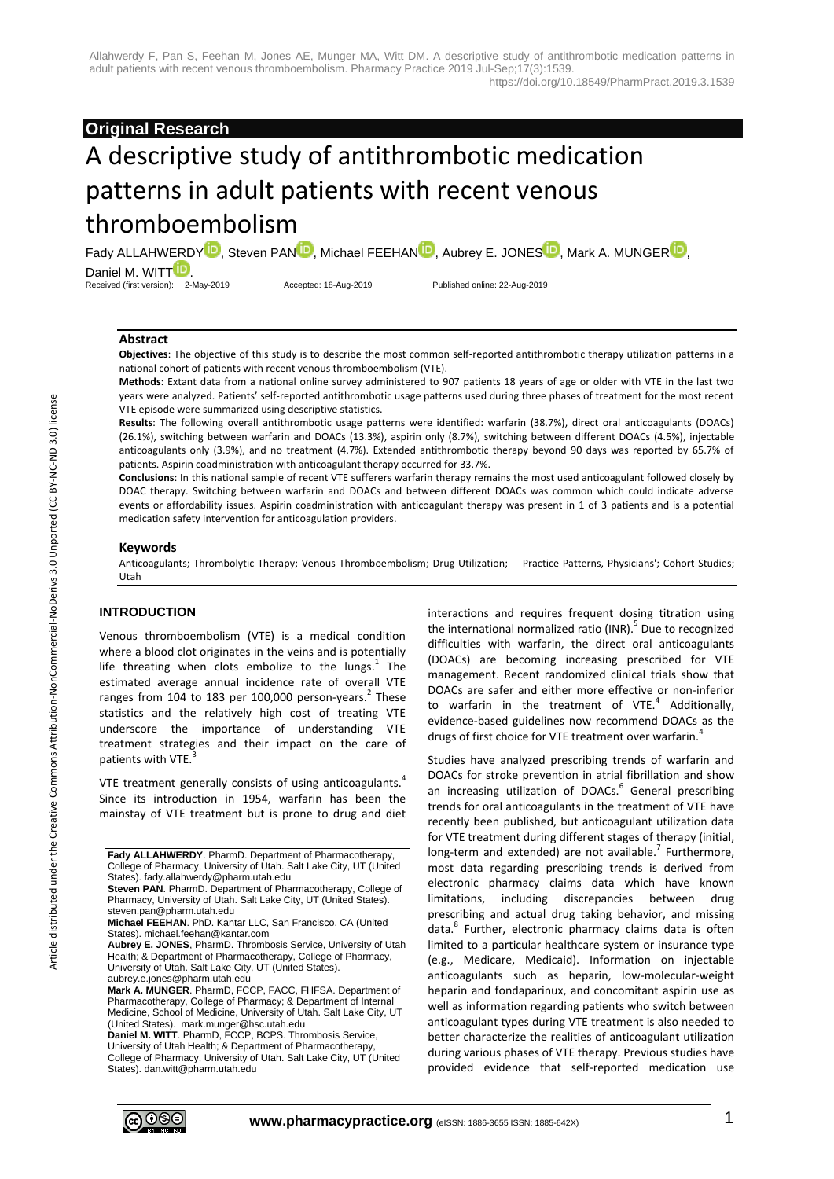**Original Research**

# A descriptive study of antithrombotic medication patterns in adult patients with recent venous thromboembolism

Fady ALLAHWERDY, Steven PAN, Michael FEEHAN, Aubrey E. JONES, Mark A. MUNGER, Daniel M. WITT.

Received (first version): 2-May-2019 Accepted: 18-Aug-2019 Published online: 22-Aug-2019

### Abstract

**Objectives**: The objective of this study is to describe the most common self-reported antithrombotic therapy utilization patterns in a national cohort of patients with recent venous thromboembolism (VTE).

**Methods**: Extant data from a national online survey administered to 907 patients 18 years of age or older with VTE in the last two years were analyzed. Patients' self-reported antithrombotic usage patterns used during three phases of treatment for the most recent VTE episode were summarized using descriptive statistics.

**Results**: The following overall antithrombotic usage patterns were identified: warfarin (38.7%), direct oral anticoagulants (DOACs) (26.1%), switching between warfarin and DOACs (13.3%), aspirin only (8.7%), switching between different DOACs (4.5%), injectable anticoagulants only (3.9%), and no treatment (4.7%). Extended antithrombotic therapy beyond 90 days was reported by 65.7% of patients. Aspirin coadministration with anticoagulant therapy occurred for 33.7%.

**Conclusions**: In this national sample of recent VTE sufferers warfarin therapy remains the most used anticoagulant followed closely by DOAC therapy. Switching between warfarin and DOACs and between different DOACs was common which could indicate adverse events or affordability issues. Aspirin coadministration with anticoagulant therapy was present in 1 of 3 patients and is a potential medication safety intervention for anticoagulation providers.

### Keywords

Anticoagulants; Thrombolytic Therapy; Venous Thromboembolism; Drug Utilization; Practice Patterns, Physicians'; Cohort Studies; Utah

## INTRODUCTION

Venous thromboembolism (VTE) is a medical condition where a blood clot originates in the veins and is potentially life threating when clots embolize to the lungs.[1] The estimated average annual incidence rate of overall VTE ranges from 104 to 183 per 100,000 person-years.[2] These statistics and the relatively high cost of treating VTE underscore the importance of understanding VTE treatment strategies and their impact on the care of patients with VTE.[3]

VTE treatment generally consists of using anticoagulants.[4] Since its introduction in 1954, warfarin has been the mainstay of VTE treatment but is prone to drug and diet interactions and requires frequent dosing titration using the international normalized ratio (INR).[5] Due to recognized difficulties with warfarin, the direct oral anticoagulants (DOACs) are becoming increasing prescribed for VTE management. Recent randomized clinical trials show that DOACs are safer and either more effective or non-inferior to warfarin in the treatment of VTE.[4] Additionally, evidence-based guidelines now recommend DOACs as the drugs of first choice for VTE treatment over warfarin.[4]

Studies have analyzed prescribing trends of warfarin and DOACs for stroke prevention in atrial fibrillation and show an increasing utilization of DOACs.[6] General prescribing trends for oral anticoagulants in the treatment of VTE have recently been published, but anticoagulant utilization data for VTE treatment during different stages of therapy (initial, long-term and extended) are not available.[7] Furthermore, most data regarding prescribing trends is derived from electronic pharmacy claims data which have known limitations, including discrepancies between drug prescribing and actual drug taking behavior, and missing data.[8] Further, electronic pharmacy claims data is often limited to a particular healthcare system or insurance type (e.g., Medicare, Medicaid). Information on injectable anticoagulants such as heparin, low-molecular-weight heparin and fondaparinux, and concomitant aspirin use as well as information regarding patients who switch between anticoagulant types during VTE treatment is also needed to better characterize the realities of anticoagulant utilization during various phases of VTE therapy. Previous studies have provided evidence that self-reported medication use

**Fady ALLAHWERDY**. PharmD. Department of Pharmacotherapy, College of Pharmacy, University of Utah. Salt Lake City, UT (United States). fady.allahwerdy@pharm.utah.edu

**Steven PAN**. PharmD. Department of Pharmacotherapy, College of Pharmacy, University of Utah. Salt Lake City, UT (United States). steven.pan@pharm.utah.edu

**Michael FEEHAN**. PhD. Kantar LLC, San Francisco, CA (United States). michael.feehan@kantar.com

**Aubrey E. JONES**, PharmD. Thrombosis Service, University of Utah Health; & Department of Pharmacotherapy, College of Pharmacy, University of Utah. Salt Lake City, UT (United States). aubrey.e.jones@pharm.utah.edu

**Mark A. MUNGER**. PharmD, FCCP, FACC, FHFSA. Department of Pharmacotherapy, College of Pharmacy; & Department of Internal Medicine, School of Medicine, University of Utah. Salt Lake City, UT (United States). mark.munger@hsc.utah.edu

**Daniel M. WITT**. PharmD, FCCP, BCPS. Thrombosis Service, University of Utah Health; & Department of Pharmacotherapy, College of Pharmacy, University of Utah. Salt Lake City, UT (United States). dan.witt@pharm.utah.edu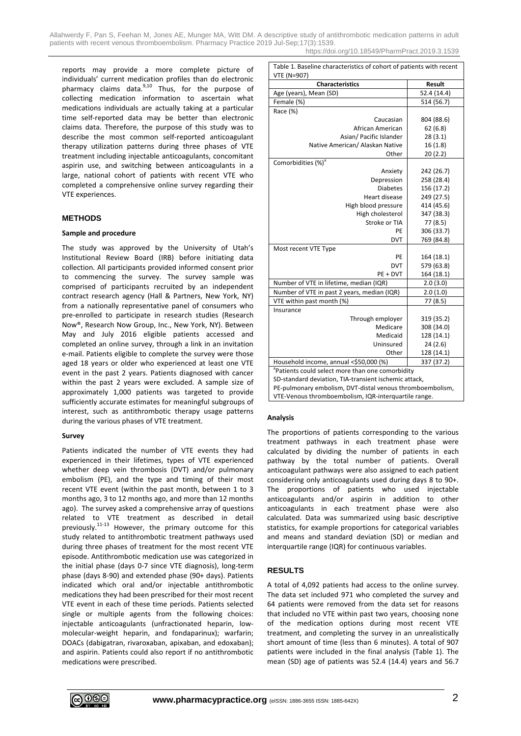reports may provide a more complete picture of individuals' current medication profiles than do electronic pharmacy claims data.[9,10] Thus, for the purpose of collecting medication information to ascertain what medications individuals are actually taking at a particular time self-reported data may be better than electronic claims data. Therefore, the purpose of this study was to describe the most common self-reported anticoagulant therapy utilization patterns during three phases of VTE treatment including injectable anticoagulants, concomitant aspirin use, and switching between anticoagulants in a large, national cohort of patients with recent VTE who completed a comprehensive online survey regarding their VTE experiences.

## METHODS

### Sample and procedure

The study was approved by the University of Utah's Institutional Review Board (IRB) before initiating data collection. All participants provided informed consent prior to commencing the survey. The survey sample was comprised of participants recruited by an independent contract research agency (Hall & Partners, New York, NY) from a nationally representative panel of consumers who pre-enrolled to participate in research studies (Research Now®, Research Now Group, Inc., New York, NY). Between May and July 2016 eligible patients accessed and completed an online survey, through a link in an invitation e-mail. Patients eligible to complete the survey were those aged 18 years or older who experienced at least one VTE event in the past 2 years. Patients diagnosed with cancer within the past 2 years were excluded. A sample size of approximately 1,000 patients was targeted to provide sufficiently accurate estimates for meaningful subgroups of interest, such as antithrombotic therapy usage patterns during the various phases of VTE treatment.

### Survey

Patients indicated the number of VTE events they had experienced in their lifetimes, types of VTE experienced whether deep vein thrombosis (DVT) and/or pulmonary embolism (PE), and the type and timing of their most recent VTE event (within the past month, between 1 to 3 months ago, 3 to 12 months ago, and more than 12 months ago). The survey asked a comprehensive array of questions related to VTE treatment as described in detail previously.[11-13] However, the primary outcome for this study related to antithrombotic treatment pathways used during three phases of treatment for the most recent VTE episode. Antithrombotic medication use was categorized in the initial phase (days 0-7 since VTE diagnosis), long-term phase (days 8-90) and extended phase (90+ days). Patients indicated which oral and/or injectable antithrombotic medications they had been prescribed for their most recent VTE event in each of these time periods. Patients selected single or multiple agents from the following choices: injectable anticoagulants (unfractionated heparin, low-molecular-weight heparin, and fondaparinux); warfarin; DOACs (dabigatran, rivaroxaban, apixaban, and edoxaban); and aspirin. Patients could also report if no antithrombotic medications were prescribed.

Table 1. Baseline characteristics of cohort of patients with recent VTE (N=907)

| Characteristics | Result |
|---|---|
| Age (years), Mean (SD) | 52.4 (14.4) |
| Female (%) | 514 (56.7) |
| Race (%) | |
| Caucasian | 804 (88.6) |
| African American | 62 (6.8) |
| Asian/ Pacific Islander | 28 (3.1) |
| Native American/ Alaskan Native | 16 (1.8) |
| Other | 20 (2.2) |
| Comorbidities (%)[a] | |
| Anxiety | 242 (26.7) |
| Depression | 258 (28.4) |
| Diabetes | 156 (17.2) |
| Heart disease | 249 (27.5) |
| High blood pressure | 414 (45.6) |
| High cholesterol | 347 (38.3) |
| Stroke or TIA | 77 (8.5) |
| PE | 306 (33.7) |
| DVT | 769 (84.8) |
| Most recent VTE Type | |
| PE | 164 (18.1) |
| DVT | 579 (63.8) |
| PE + DVT | 164 (18.1) |
| Number of VTE in lifetime, median (IQR) | 2.0 (3.0) |
| Number of VTE in past 2 years, median (IQR) | 2.0 (1.0) |
| VTE within past month (%) | 77 (8.5) |
| Insurance | |
| Through employer | 319 (35.2) |
| Medicare | 308 (34.0) |
| Medicaid | 128 (14.1) |
| Uninsured | 24 (2.6) |
| Other | 128 (14.1) |
| Household income, annual <$50,000 (%) | 337 (37.2) |

[a]Patients could select more than one comorbidity
SD-standard deviation, TIA-transient ischemic attack, PE-pulmonary embolism, DVT-distal venous thromboembolism, VTE-Venous thromboembolism, IQR-interquartile range.

### Analysis

The proportions of patients corresponding to the various treatment pathways in each treatment phase were calculated by dividing the number of patients in each pathway by the total number of patients. Overall anticoagulant pathways were also assigned to each patient considering only anticoagulants used during days 8 to 90+. The proportions of patients who used injectable anticoagulants and/or aspirin in addition to other anticoagulants in each treatment phase were also calculated. Data was summarized using basic descriptive statistics, for example proportions for categorical variables and means and standard deviation (SD) or median and interquartile range (IQR) for continuous variables.

## RESULTS

A total of 4,092 patients had access to the online survey. The data set included 971 who completed the survey and 64 patients were removed from the data set for reasons that included no VTE within past two years, choosing none of the medication options during most recent VTE treatment, and completing the survey in an unrealistically short amount of time (less than 6 minutes). A total of 907 patients were included in the final analysis (Table 1). The mean (SD) age of patients was 52.4 (14.4) years and 56.7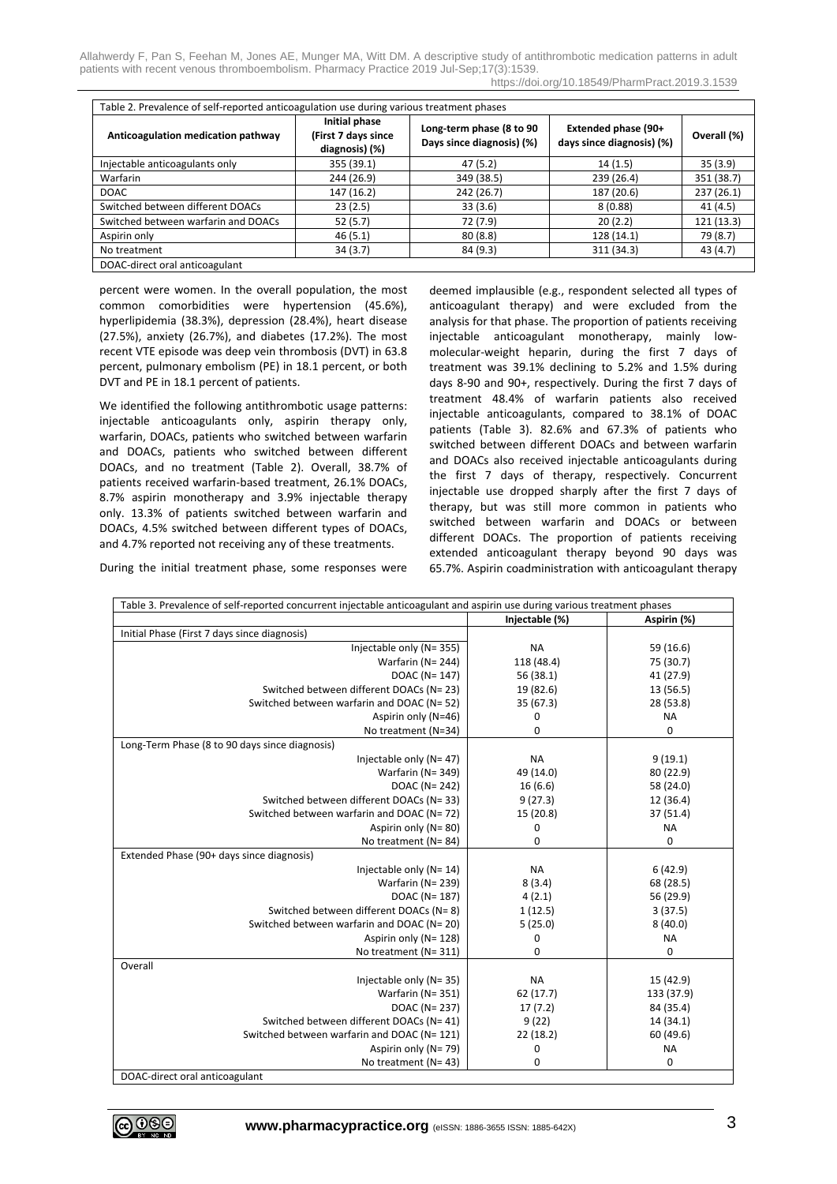| Table 2. Prevalence of self-reported anticoagulation use during various treatment phases | | | | |
|---|---|---|---|---|
| Anticoagulation medication pathway | Initial phase (First 7 days since diagnosis) (%) | Long-term phase (8 to 90 Days since diagnosis) (%) | Extended phase (90+ days since diagnosis) (%) | Overall (%) |
| Injectable anticoagulants only | 355 (39.1) | 47 (5.2) | 14 (1.5) | 35 (3.9) |
| Warfarin | 244 (26.9) | 349 (38.5) | 239 (26.4) | 351 (38.7) |
| DOAC | 147 (16.2) | 242 (26.7) | 187 (20.6) | 237 (26.1) |
| Switched between different DOACs | 23 (2.5) | 33 (3.6) | 8 (0.88) | 41 (4.5) |
| Switched between warfarin and DOACs | 52 (5.7) | 72 (7.9) | 20 (2.2) | 121 (13.3) |
| Aspirin only | 46 (5.1) | 80 (8.8) | 128 (14.1) | 79 (8.7) |
| No treatment | 34 (3.7) | 84 (9.3) | 311 (34.3) | 43 (4.7) |

DOAC-direct oral anticoagulant

percent were women. In the overall population, the most common comorbidities were hypertension (45.6%), hyperlipidemia (38.3%), depression (28.4%), heart disease (27.5%), anxiety (26.7%), and diabetes (17.2%). The most recent VTE episode was deep vein thrombosis (DVT) in 63.8 percent, pulmonary embolism (PE) in 18.1 percent, or both DVT and PE in 18.1 percent of patients.

We identified the following antithrombotic usage patterns: injectable anticoagulants only, aspirin therapy only, warfarin, DOACs, patients who switched between warfarin and DOACs, patients who switched between different DOACs, and no treatment (Table 2). Overall, 38.7% of patients received warfarin-based treatment, 26.1% DOACs, 8.7% aspirin monotherapy and 3.9% injectable therapy only. 13.3% of patients switched between warfarin and DOACs, 4.5% switched between different types of DOACs, and 4.7% reported not receiving any of these treatments.

During the initial treatment phase, some responses were deemed implausible (e.g., respondent selected all types of anticoagulant therapy) and were excluded from the analysis for that phase. The proportion of patients receiving injectable anticoagulant monotherapy, mainly low-molecular-weight heparin, during the first 7 days of treatment was 39.1% declining to 5.2% and 1.5% during days 8-90 and 90+, respectively. During the first 7 days of treatment 48.4% of warfarin patients also received injectable anticoagulants, compared to 38.1% of DOAC patients (Table 3). 82.6% and 67.3% of patients who switched between different DOACs and between warfarin and DOACs also received injectable anticoagulants during the first 7 days of therapy, respectively. Concurrent injectable use dropped sharply after the first 7 days of therapy, but was still more common in patients who switched between warfarin and DOACs or between different DOACs. The proportion of patients receiving extended anticoagulant therapy beyond 90 days was 65.7%. Aspirin coadministration with anticoagulant therapy

| Table 3. Prevalence of self-reported concurrent injectable anticoagulant and aspirin use during various treatment phases | | |
|---|---|---|
| | Injectable (%) | Aspirin (%) |
| Initial Phase (First 7 days since diagnosis) | | |
| Injectable only (N= 355) | NA | 59 (16.6) |
| Warfarin (N= 244) | 118 (48.4) | 75 (30.7) |
| DOAC (N= 147) | 56 (38.1) | 41 (27.9) |
| Switched between different DOACs (N= 23) | 19 (82.6) | 13 (56.5) |
| Switched between warfarin and DOAC (N= 52) | 35 (67.3) | 28 (53.8) |
| Aspirin only (N=46) | 0 | NA |
| No treatment (N=34) | 0 | 0 |
| Long-Term Phase (8 to 90 days since diagnosis) | | |
| Injectable only (N= 47) | NA | 9 (19.1) |
| Warfarin (N= 349) | 49 (14.0) | 80 (22.9) |
| DOAC (N= 242) | 16 (6.6) | 58 (24.0) |
| Switched between different DOACs (N= 33) | 9 (27.3) | 12 (36.4) |
| Switched between warfarin and DOAC (N= 72) | 15 (20.8) | 37 (51.4) |
| Aspirin only (N= 80) | 0 | NA |
| No treatment (N= 84) | 0 | 0 |
| Extended Phase (90+ days since diagnosis) | | |
| Injectable only (N= 14) | NA | 6 (42.9) |
| Warfarin (N= 239) | 8 (3.4) | 68 (28.5) |
| DOAC (N= 187) | 4 (2.1) | 56 (29.9) |
| Switched between different DOACs (N= 8) | 1 (12.5) | 3 (37.5) |
| Switched between warfarin and DOAC (N= 20) | 5 (25.0) | 8 (40.0) |
| Aspirin only (N= 128) | 0 | NA |
| No treatment (N= 311) | 0 | 0 |
| Overall | | |
| Injectable only (N= 35) | NA | 15 (42.9) |
| Warfarin (N= 351) | 62 (17.7) | 133 (37.9) |
| DOAC (N= 237) | 17 (7.2) | 84 (35.4) |
| Switched between different DOACs (N= 41) | 9 (22) | 14 (34.1) |
| Switched between warfarin and DOAC (N= 121) | 22 (18.2) | 60 (49.6) |
| Aspirin only (N= 79) | 0 | NA |
| No treatment (N= 43) | 0 | 0 |

DOAC-direct oral anticoagulant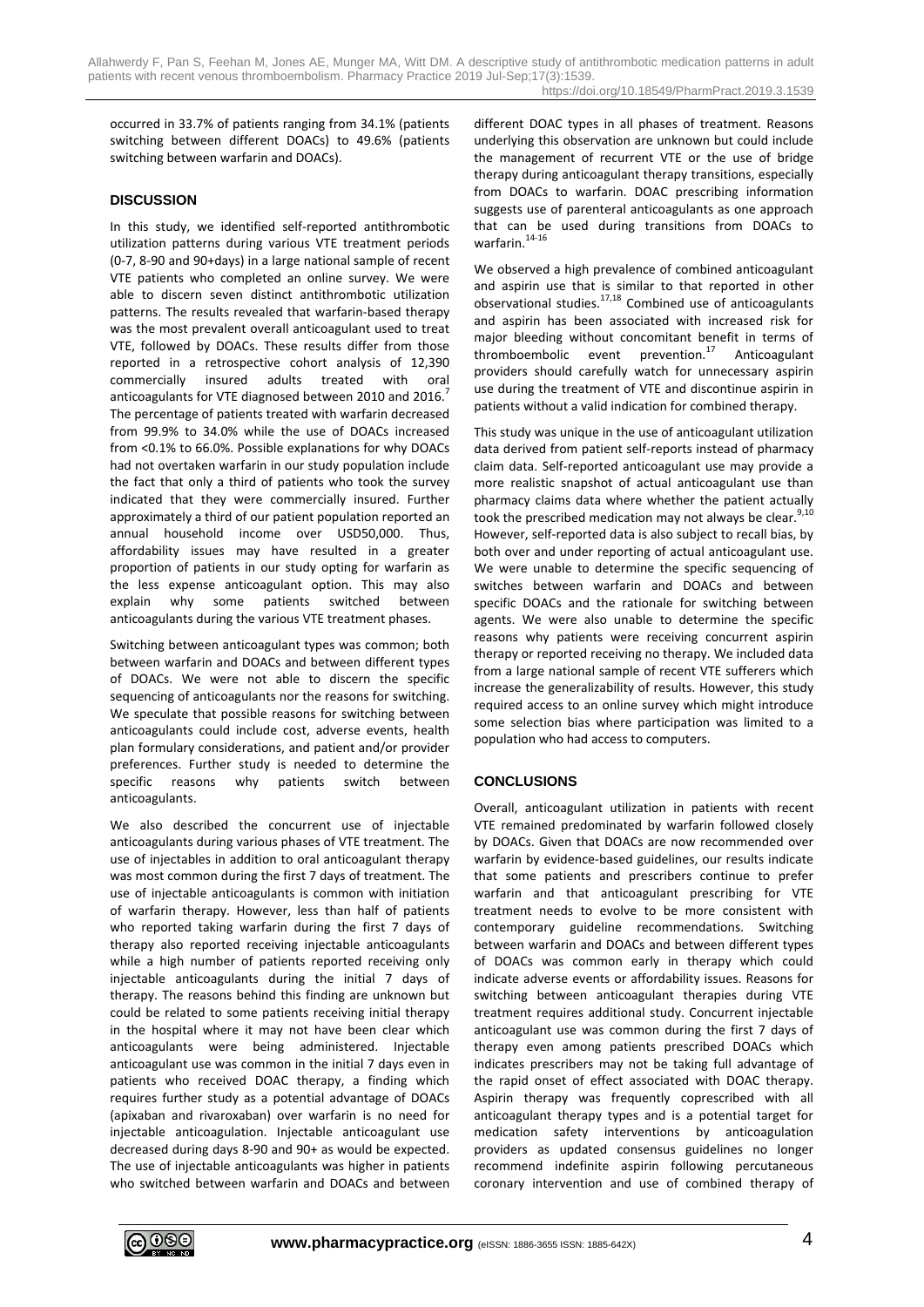occurred in 33.7% of patients ranging from 34.1% (patients switching between different DOACs) to 49.6% (patients switching between warfarin and DOACs).

## DISCUSSION

In this study, we identified self-reported antithrombotic utilization patterns during various VTE treatment periods (0-7, 8-90 and 90+days) in a large national sample of recent VTE patients who completed an online survey. We were able to discern seven distinct antithrombotic utilization patterns. The results revealed that warfarin-based therapy was the most prevalent overall anticoagulant used to treat VTE, followed by DOACs. These results differ from those reported in a retrospective cohort analysis of 12,390 commercially insured adults treated with oral anticoagulants for VTE diagnosed between 2010 and 2016.[7] The percentage of patients treated with warfarin decreased from 99.9% to 34.0% while the use of DOACs increased from <0.1% to 66.0%. Possible explanations for why DOACs had not overtaken warfarin in our study population include the fact that only a third of patients who took the survey indicated that they were commercially insured. Further approximately a third of our patient population reported an annual household income over USD50,000. Thus, affordability issues may have resulted in a greater proportion of patients in our study opting for warfarin as the less expense anticoagulant option. This may also explain why some patients switched between anticoagulants during the various VTE treatment phases.

Switching between anticoagulant types was common; both between warfarin and DOACs and between different types of DOACs. We were not able to discern the specific sequencing of anticoagulants nor the reasons for switching. We speculate that possible reasons for switching between anticoagulants could include cost, adverse events, health plan formulary considerations, and patient and/or provider preferences. Further study is needed to determine the specific reasons why patients switch between anticoagulants.

We also described the concurrent use of injectable anticoagulants during various phases of VTE treatment. The use of injectables in addition to oral anticoagulant therapy was most common during the first 7 days of treatment. The use of injectable anticoagulants is common with initiation of warfarin therapy. However, less than half of patients who reported taking warfarin during the first 7 days of therapy also reported receiving injectable anticoagulants while a high number of patients reported receiving only injectable anticoagulants during the initial 7 days of therapy. The reasons behind this finding are unknown but could be related to some patients receiving initial therapy in the hospital where it may not have been clear which anticoagulants were being administered. Injectable anticoagulant use was common in the initial 7 days even in patients who received DOAC therapy, a finding which requires further study as a potential advantage of DOACs (apixaban and rivaroxaban) over warfarin is no need for injectable anticoagulation. Injectable anticoagulant use decreased during days 8-90 and 90+ as would be expected. The use of injectable anticoagulants was higher in patients who switched between warfarin and DOACs and between different DOAC types in all phases of treatment. Reasons underlying this observation are unknown but could include the management of recurrent VTE or the use of bridge therapy during anticoagulant therapy transitions, especially from DOACs to warfarin. DOAC prescribing information suggests use of parenteral anticoagulants as one approach that can be used during transitions from DOACs to warfarin.[14-16]

We observed a high prevalence of combined anticoagulant and aspirin use that is similar to that reported in other observational studies.[17,18] Combined use of anticoagulants and aspirin has been associated with increased risk for major bleeding without concomitant benefit in terms of thromboembolic event prevention.[17] Anticoagulant providers should carefully watch for unnecessary aspirin use during the treatment of VTE and discontinue aspirin in patients without a valid indication for combined therapy.

This study was unique in the use of anticoagulant utilization data derived from patient self-reports instead of pharmacy claim data. Self-reported anticoagulant use may provide a more realistic snapshot of actual anticoagulant use than pharmacy claims data where whether the patient actually took the prescribed medication may not always be clear.[9,10] However, self-reported data is also subject to recall bias, by both over and under reporting of actual anticoagulant use. We were unable to determine the specific sequencing of switches between warfarin and DOACs and between specific DOACs and the rationale for switching between agents. We were also unable to determine the specific reasons why patients were receiving concurrent aspirin therapy or reported receiving no therapy. We included data from a large national sample of recent VTE sufferers which increase the generalizability of results. However, this study required access to an online survey which might introduce some selection bias where participation was limited to a population who had access to computers.

## CONCLUSIONS

Overall, anticoagulant utilization in patients with recent VTE remained predominated by warfarin followed closely by DOACs. Given that DOACs are now recommended over warfarin by evidence-based guidelines, our results indicate that some patients and prescribers continue to prefer warfarin and that anticoagulant prescribing for VTE treatment needs to evolve to be more consistent with contemporary guideline recommendations. Switching between warfarin and DOACs and between different types of DOACs was common early in therapy which could indicate adverse events or affordability issues. Reasons for switching between anticoagulant therapies during VTE treatment requires additional study. Concurrent injectable anticoagulant use was common during the first 7 days of therapy even among patients prescribed DOACs which indicates prescribers may not be taking full advantage of the rapid onset of effect associated with DOAC therapy. Aspirin therapy was frequently coprescribed with all anticoagulant therapy types and is a potential target for medication safety interventions by anticoagulation providers as updated consensus guidelines no longer recommend indefinite aspirin following percutaneous coronary intervention and use of combined therapy of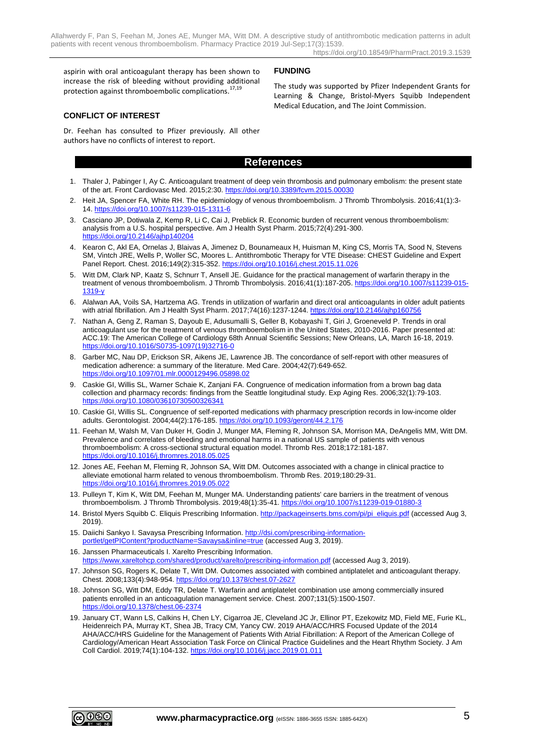aspirin with oral anticoagulant therapy has been shown to increase the risk of bleeding without providing additional protection against thromboembolic complications.[17,19]

## CONFLICT OF INTEREST

Dr. Feehan has consulted to Pfizer previously. All other authors have no conflicts of interest to report.

## FUNDING

The study was supported by Pfizer Independent Grants for Learning & Change, Bristol-Myers Squibb Independent Medical Education, and The Joint Commission.

## References

1. Thaler J, Pabinger I, Ay C. Anticoagulant treatment of deep vein thrombosis and pulmonary embolism: the present state of the art. Front Cardiovasc Med. 2015;2:30. https://doi.org/10.3389/fcvm.2015.00030
2. Heit JA, Spencer FA, White RH. The epidemiology of venous thromboembolism. J Thromb Thrombolysis. 2016;41(1):3-14. https://doi.org/10.1007/s11239-015-1311-6
3. Casciano JP, Dotiwala Z, Kemp R, Li C, Cai J, Preblick R. Economic burden of recurrent venous thromboembolism: analysis from a U.S. hospital perspective. Am J Health Syst Pharm. 2015;72(4):291-300. https://doi.org/10.2146/ajhp140204
4. Kearon C, Akl EA, Ornelas J, Blaivas A, Jimenez D, Bounameaux H, Huisman M, King CS, Morris TA, Sood N, Stevens SM, Vintch JRE, Wells P, Woller SC, Moores L. Antithrombotic Therapy for VTE Disease: CHEST Guideline and Expert Panel Report. Chest. 2016;149(2):315-352. https://doi.org/10.1016/j.chest.2015.11.026
5. Witt DM, Clark NP, Kaatz S, Schnurr T, Ansell JE. Guidance for the practical management of warfarin therapy in the treatment of venous thromboembolism. J Thromb Thrombolysis. 2016;41(1):187-205. https://doi.org/10.1007/s11239-015-1319-y
6. Alalwan AA, Voils SA, Hartzema AG. Trends in utilization of warfarin and direct oral anticoagulants in older adult patients with atrial fibrillation. Am J Health Syst Pharm. 2017;74(16):1237-1244. https://doi.org/10.2146/ajhp160756
7. Nathan A, Geng Z, Raman S, Dayoub E, Adusumalli S, Geller B, Kobayashi T, Giri J, Groeneveld P. Trends in oral anticoagulant use for the treatment of venous thromboembolism in the United States, 2010-2016. Paper presented at: ACC.19: The American College of Cardiology 68th Annual Scientific Sessions; New Orleans, LA, March 16-18, 2019. https://doi.org/10.1016/S0735-1097(19)32716-0
8. Garber MC, Nau DP, Erickson SR, Aikens JE, Lawrence JB. The concordance of self-report with other measures of medication adherence: a summary of the literature. Med Care. 2004;42(7):649-652. https://doi.org/10.1097/01.mlr.0000129496.05898.02
9. Caskie GI, Willis SL, Warner Schaie K, Zanjani FA. Congruence of medication information from a brown bag data collection and pharmacy records: findings from the Seattle longitudinal study. Exp Aging Res. 2006;32(1):79-103. https://doi.org/10.1080/03610730500326341
10. Caskie GI, Willis SL. Congruence of self-reported medications with pharmacy prescription records in low-income older adults. Gerontologist. 2004;44(2):176-185. https://doi.org/10.1093/geront/44.2.176
11. Feehan M, Walsh M, Van Duker H, Godin J, Munger MA, Fleming R, Johnson SA, Morrison MA, DeAngelis MM, Witt DM. Prevalence and correlates of bleeding and emotional harms in a national US sample of patients with venous thromboembolism: A cross-sectional structural equation model. Thromb Res. 2018;172:181-187. https://doi.org/10.1016/j.thromres.2018.05.025
12. Jones AE, Feehan M, Fleming R, Johnson SA, Witt DM. Outcomes associated with a change in clinical practice to alleviate emotional harm related to venous thromboembolism. Thromb Res. 2019;180:29-31. https://doi.org/10.1016/j.thromres.2019.05.022
13. Pulleyn T, Kim K, Witt DM, Feehan M, Munger MA. Understanding patients' care barriers in the treatment of venous thromboembolism. J Thromb Thrombolysis. 2019;48(1):35-41. https://doi.org/10.1007/s11239-019-01880-3
14. Bristol Myers Squibb C. Eliquis Prescribing Information. http://packageinserts.bms.com/pi/pi_eliquis.pdf (accessed Aug 3, 2019).
15. Daiichi Sankyo I. Savaysa Prescribing Information. http://dsi.com/prescribing-information-portlet/getPIContent?productName=Savaysa&inline=true (accessed Aug 3, 2019).
16. Janssen Pharmaceuticals I. Xarelto Prescribing Information. https://www.xareltohcp.com/shared/product/xarelto/prescribing-information.pdf (accessed Aug 3, 2019).
17. Johnson SG, Rogers K, Delate T, Witt DM. Outcomes associated with combined antiplatelet and anticoagulant therapy. Chest. 2008;133(4):948-954. https://doi.org/10.1378/chest.07-2627
18. Johnson SG, Witt DM, Eddy TR, Delate T. Warfarin and antiplatelet combination use among commercially insured patients enrolled in an anticoagulation management service. Chest. 2007;131(5):1500-1507. https://doi.org/10.1378/chest.06-2374
19. January CT, Wann LS, Calkins H, Chen LY, Cigarroa JE, Cleveland JC Jr, Ellinor PT, Ezekowitz MD, Field ME, Furie KL, Heidenreich PA, Murray KT, Shea JB, Tracy CM, Yancy CW. 2019 AHA/ACC/HRS Focused Update of the 2014 AHA/ACC/HRS Guideline for the Management of Patients With Atrial Fibrillation: A Report of the American College of Cardiology/American Heart Association Task Force on Clinical Practice Guidelines and the Heart Rhythm Society. J Am Coll Cardiol. 2019;74(1):104-132. https://doi.org/10.1016/j.jacc.2019.01.011